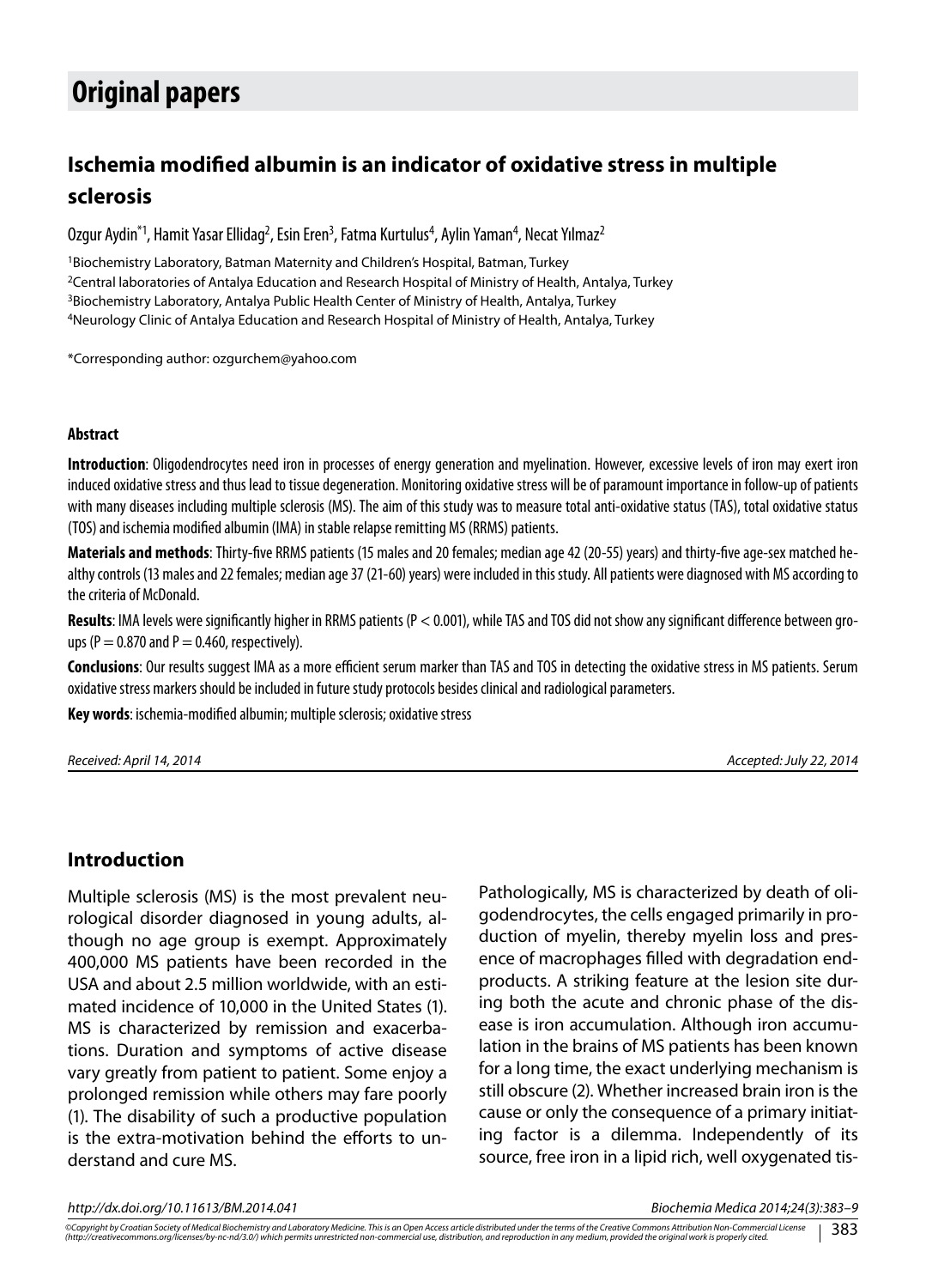## Original papers

# Ischemia modified albumin is an indicator of oxidative stress in multiple sclerosis

Ozgur Aydin*[1], Hamit Yasar Ellidag[2], Esin Eren[3], Fatma Kurtulus[4], Aylin Yaman[4], Necat Yılmaz[2]

[1]Biochemistry Laboratory, Batman Maternity and Children's Hospital, Batman, Turkey
[2]Central laboratories of Antalya Education and Research Hospital of Ministry of Health, Antalya, Turkey
[3]Biochemistry Laboratory, Antalya Public Health Center of Ministry of Health, Antalya, Turkey
[4]Neurology Clinic of Antalya Education and Research Hospital of Ministry of Health, Antalya, Turkey

*Corresponding author: ozgurchem@yahoo.com

### Abstract

**Introduction**: Oligodendrocytes need iron in processes of energy generation and myelination. However, excessive levels of iron may exert iron induced oxidative stress and thus lead to tissue degeneration. Monitoring oxidative stress will be of paramount importance in follow-up of patients with many diseases including multiple sclerosis (MS). The aim of this study was to measure total anti-oxidative status (TAS), total oxidative status (TOS) and ischemia modified albumin (IMA) in stable relapse remitting MS (RRMS) patients.

**Materials and methods**: Thirty-five RRMS patients (15 males and 20 females; median age 42 (20-55) years) and thirty-five age-sex matched healthy controls (13 males and 22 females; median age 37 (21-60) years) were included in this study. All patients were diagnosed with MS according to the criteria of McDonald.

**Results**: IMA levels were significantly higher in RRMS patients ($P < 0.001$), while TAS and TOS did not show any significant difference between groups ($P = 0.870$ and $P = 0.460$, respectively).

**Conclusions**: Our results suggest IMA as a more efficient serum marker than TAS and TOS in detecting the oxidative stress in MS patients. Serum oxidative stress markers should be included in future study protocols besides clinical and radiological parameters.

**Key words**: ischemia-modified albumin; multiple sclerosis; oxidative stress

*Received: April 14, 2014* *Accepted: July 22, 2014*

## Introduction

Multiple sclerosis (MS) is the most prevalent neurological disorder diagnosed in young adults, although no age group is exempt. Approximately 400,000 MS patients have been recorded in the USA and about 2.5 million worldwide, with an estimated incidence of 10,000 in the United States (1). MS is characterized by remission and exacerbations. Duration and symptoms of active disease vary greatly from patient to patient. Some enjoy a prolonged remission while others may fare poorly (1). The disability of such a productive population is the extra-motivation behind the efforts to understand and cure MS.

Pathologically, MS is characterized by death of oligodendrocytes, the cells engaged primarily in production of myelin, thereby myelin loss and presence of macrophages filled with degradation end-products. A striking feature at the lesion site during both the acute and chronic phase of the disease is iron accumulation. Although iron accumulation in the brains of MS patients has been known for a long time, the exact underlying mechanism is still obscure (2). Whether increased brain iron is the cause or only the consequence of a primary initiating factor is a dilemma. Independently of its source, free iron in a lipid rich, well oxygenated tis-

http://dx.doi.org/10.11613/BM.2014.041

©Copyright by Croatian Society of Medical Biochemistry and Laboratory Medicine. This is an Open Access article distributed under the terms of the Creative Commons Attribution Non-Commercial License (http://creativecommons.org/licenses/by-nc-nd/3.0/) which permits unrestricted non-commercial use, distribution, and reproduction in any medium, provided the original work is properly cited.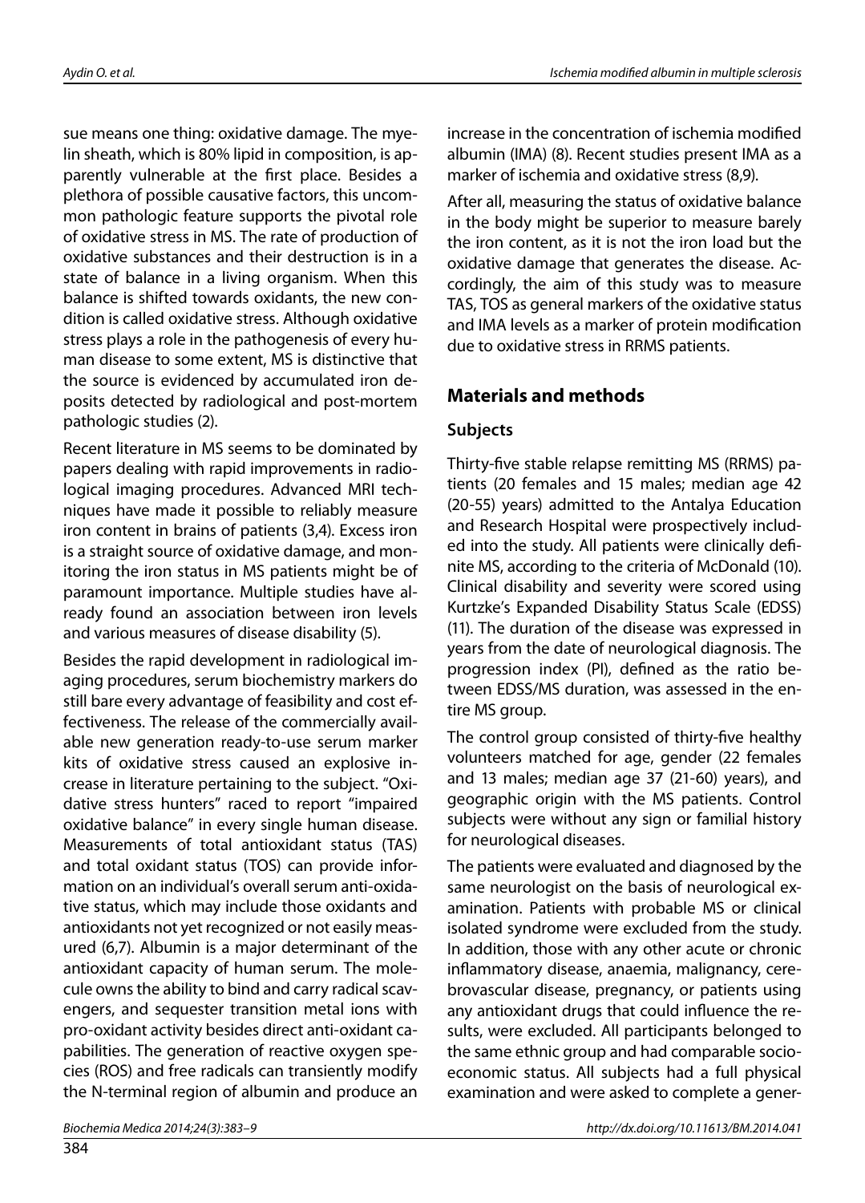sue means one thing: oxidative damage. The myelin sheath, which is 80% lipid in composition, is apparently vulnerable at the first place. Besides a plethora of possible causative factors, this uncommon pathologic feature supports the pivotal role of oxidative stress in MS. The rate of production of oxidative substances and their destruction is in a state of balance in a living organism. When this balance is shifted towards oxidants, the new condition is called oxidative stress. Although oxidative stress plays a role in the pathogenesis of every human disease to some extent, MS is distinctive that the source is evidenced by accumulated iron deposits detected by radiological and post-mortem pathologic studies (2).

Recent literature in MS seems to be dominated by papers dealing with rapid improvements in radiological imaging procedures. Advanced MRI techniques have made it possible to reliably measure iron content in brains of patients (3,4). Excess iron is a straight source of oxidative damage, and monitoring the iron status in MS patients might be of paramount importance. Multiple studies have already found an association between iron levels and various measures of disease disability (5).

Besides the rapid development in radiological imaging procedures, serum biochemistry markers do still bare every advantage of feasibility and cost effectiveness. The release of the commercially available new generation ready-to-use serum marker kits of oxidative stress caused an explosive increase in literature pertaining to the subject. "Oxidative stress hunters" raced to report "impaired oxidative balance" in every single human disease. Measurements of total antioxidant status (TAS) and total oxidant status (TOS) can provide information on an individual's overall serum anti-oxidative status, which may include those oxidants and antioxidants not yet recognized or not easily measured (6,7). Albumin is a major determinant of the antioxidant capacity of human serum. The molecule owns the ability to bind and carry radical scavengers, and sequester transition metal ions with pro-oxidant activity besides direct anti-oxidant capabilities. The generation of reactive oxygen species (ROS) and free radicals can transiently modify the N-terminal region of albumin and produce an increase in the concentration of ischemia modified albumin (IMA) (8). Recent studies present IMA as a marker of ischemia and oxidative stress (8,9).

After all, measuring the status of oxidative balance in the body might be superior to measure barely the iron content, as it is not the iron load but the oxidative damage that generates the disease. Accordingly, the aim of this study was to measure TAS, TOS as general markers of the oxidative status and IMA levels as a marker of protein modification due to oxidative stress in RRMS patients.

## Materials and methods

### Subjects

Thirty-five stable relapse remitting MS (RRMS) patients (20 females and 15 males; median age 42 (20-55) years) admitted to the Antalya Education and Research Hospital were prospectively included into the study. All patients were clinically definite MS, according to the criteria of McDonald (10). Clinical disability and severity were scored using Kurtzke's Expanded Disability Status Scale (EDSS) (11). The duration of the disease was expressed in years from the date of neurological diagnosis. The progression index (PI), defined as the ratio between EDSS/MS duration, was assessed in the entire MS group.

The control group consisted of thirty-five healthy volunteers matched for age, gender (22 females and 13 males; median age 37 (21-60) years), and geographic origin with the MS patients. Control subjects were without any sign or familial history for neurological diseases.

The patients were evaluated and diagnosed by the same neurologist on the basis of neurological examination. Patients with probable MS or clinical isolated syndrome were excluded from the study. In addition, those with any other acute or chronic inflammatory disease, anaemia, malignancy, cerebrovascular disease, pregnancy, or patients using any antioxidant drugs that could influence the results, were excluded. All participants belonged to the same ethnic group and had comparable socioeconomic status. All subjects had a full physical examination and were asked to complete a gener-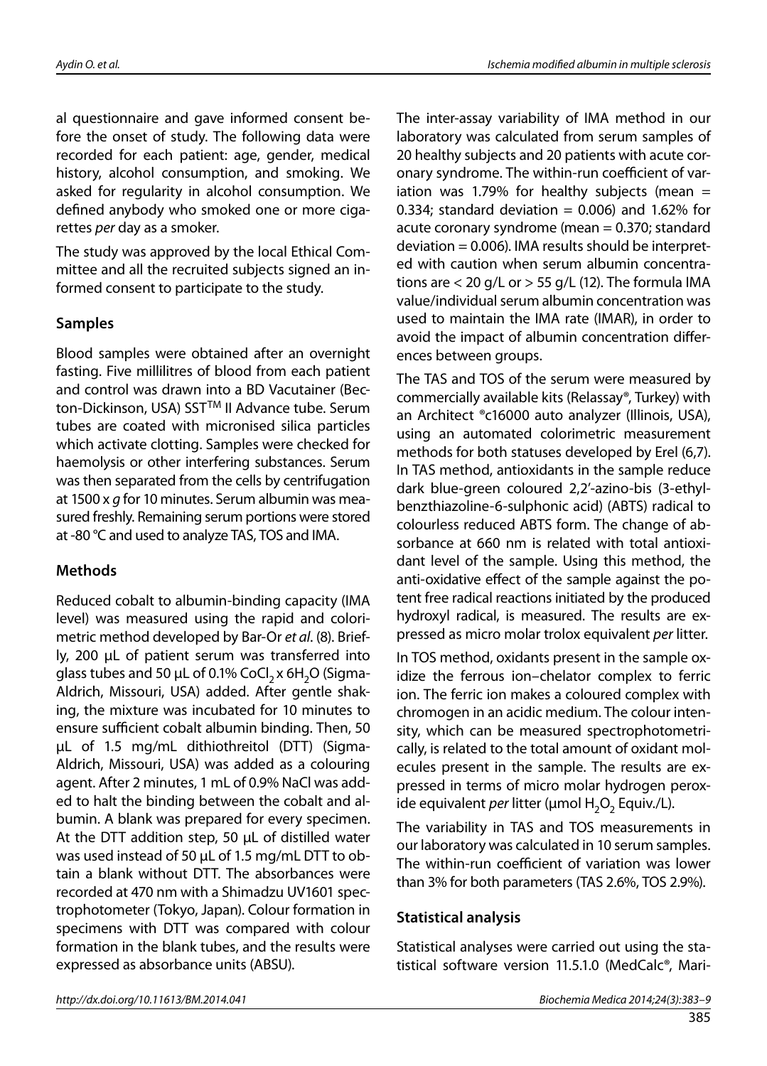al questionnaire and gave informed consent before the onset of study. The following data were recorded for each patient: age, gender, medical history, alcohol consumption, and smoking. We asked for regularity in alcohol consumption. We defined anybody who smoked one or more cigarettes *per* day as a smoker.

The study was approved by the local Ethical Committee and all the recruited subjects signed an informed consent to participate to the study.

## Samples

Blood samples were obtained after an overnight fasting. Five millilitres of blood from each patient and control was drawn into a BD Vacutainer (Becton-Dickinson, USA) SST$^{TM}$ II Advance tube. Serum tubes are coated with micronised silica particles which activate clotting. Samples were checked for haemolysis or other interfering substances. Serum was then separated from the cells by centrifugation at 1500 x *g* for 10 minutes. Serum albumin was measured freshly. Remaining serum portions were stored at -80 °C and used to analyze TAS, TOS and IMA.

## Methods

Reduced cobalt to albumin-binding capacity (IMA level) was measured using the rapid and colorimetric method developed by Bar-Or *et al*. (8). Briefly, 200 µL of patient serum was transferred into glass tubes and 50 µL of 0.1% $CoCl_2 \times 6H_2O$ (Sigma-Aldrich, Missouri, USA) added. After gentle shaking, the mixture was incubated for 10 minutes to ensure sufficient cobalt albumin binding. Then, 50 µL of 1.5 mg/mL dithiothreitol (DTT) (Sigma-Aldrich, Missouri, USA) was added as a colouring agent. After 2 minutes, 1 mL of 0.9% NaCl was added to halt the binding between the cobalt and albumin. A blank was prepared for every specimen. At the DTT addition step, 50 µL of distilled water was used instead of 50 µL of 1.5 mg/mL DTT to obtain a blank without DTT. The absorbances were recorded at 470 nm with a Shimadzu UV1601 spectrophotometer (Tokyo, Japan). Colour formation in specimens with DTT was compared with colour formation in the blank tubes, and the results were expressed as absorbance units (ABSU).

The inter-assay variability of IMA method in our laboratory was calculated from serum samples of 20 healthy subjects and 20 patients with acute coronary syndrome. The within-run coefficient of variation was 1.79% for healthy subjects (mean = 0.334; standard deviation = 0.006) and 1.62% for acute coronary syndrome (mean = 0.370; standard deviation = 0.006). IMA results should be interpreted with caution when serum albumin concentrations are < 20 g/L or > 55 g/L (12). The formula IMA value/individual serum albumin concentration was used to maintain the IMA rate (IMAR), in order to avoid the impact of albumin concentration differences between groups.

The TAS and TOS of the serum were measured by commercially available kits (Relassay®, Turkey) with an Architect ®c16000 auto analyzer (Illinois, USA), using an automated colorimetric measurement methods for both statuses developed by Erel (6,7). In TAS method, antioxidants in the sample reduce dark blue-green coloured 2,2'-azino-bis (3-ethylbenzthiazoline-6-sulphonic acid) (ABTS) radical to colourless reduced ABTS form. The change of absorbance at 660 nm is related with total antioxidant level of the sample. Using this method, the anti-oxidative effect of the sample against the potent free radical reactions initiated by the produced hydroxyl radical, is measured. The results are expressed as micro molar trolox equivalent *per* litter.

In TOS method, oxidants present in the sample oxidize the ferrous ion–chelator complex to ferric ion. The ferric ion makes a coloured complex with chromogen in an acidic medium. The colour intensity, which can be measured spectrophotometrically, is related to the total amount of oxidant molecules present in the sample. The results are expressed in terms of micro molar hydrogen peroxide equivalent *per* litter (µmol $H_2O_2$ Equiv./L).

The variability in TAS and TOS measurements in our laboratory was calculated in 10 serum samples. The within-run coefficient of variation was lower than 3% for both parameters (TAS 2.6%, TOS 2.9%).

## Statistical analysis

Statistical analyses were carried out using the statistical software version 11.5.1.0 (MedCalc®, Mari-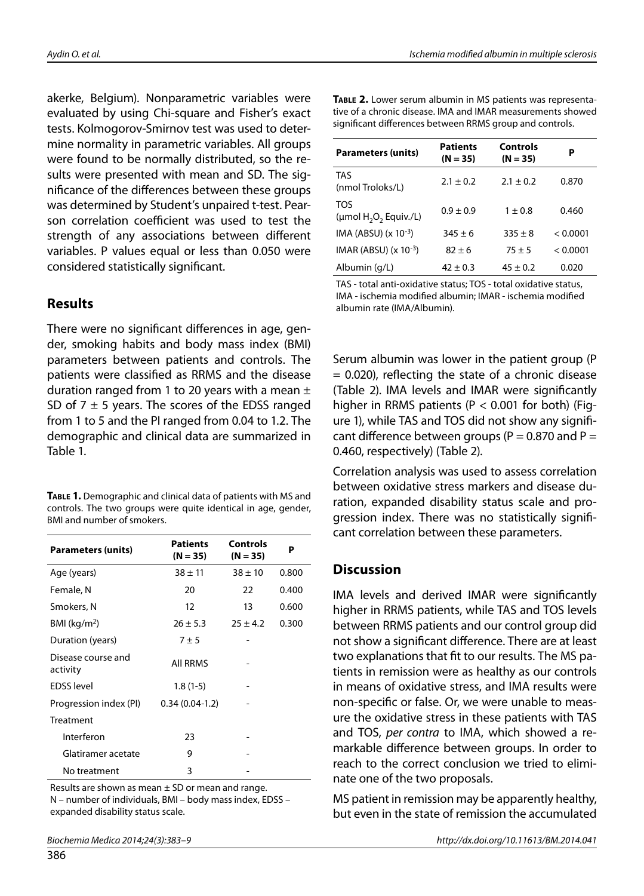akerke, Belgium). Nonparametric variables were evaluated by using Chi-square and Fisher's exact tests. Kolmogorov-Smirnov test was used to determine normality in parametric variables. All groups were found to be normally distributed, so the results were presented with mean and SD. The significance of the differences between these groups was determined by Student's unpaired t-test. Pearson correlation coefficient was used to test the strength of any associations between different variables. P values equal or less than 0.050 were considered statistically significant.

## Results

There were no significant differences in age, gender, smoking habits and body mass index (BMI) parameters between patients and controls. The patients were classified as RRMS and the disease duration ranged from 1 to 20 years with a mean ± SD of 7 ± 5 years. The scores of the EDSS ranged from 1 to 5 and the PI ranged from 0.04 to 1.2. The demographic and clinical data are summarized in Table 1.

**Table 1.** Demographic and clinical data of patients with MS and controls. The two groups were quite identical in age, gender, BMI and number of smokers.

| Parameters (units) | Patients (N = 35) | Controls (N = 35) | P |
|---|---|---|---|
| Age (years) | 38 ± 11 | 38 ± 10 | 0.800 |
| Female, N | 20 | 22 | 0.400 |
| Smokers, N | 12 | 13 | 0.600 |
| BMI (kg/m$^2$) | 26 ± 5.3 | 25 ± 4.2 | 0.300 |
| Duration (years) | 7 ± 5 | - | |
| Disease course and activity | All RRMS | - | |
| EDSS level | 1.8 (1-5) | - | |
| Progression index (PI) | 0.34 (0.04-1.2) | - | |
| Treatment | | | |
| Interferon | 23 | - | |
| Glatiramer acetate | 9 | - | |
| No treatment | 3 | - | |

Results are shown as mean ± SD or mean and range.
N – number of individuals, BMI – body mass index, EDSS – expanded disability status scale.

**Table 2.** Lower serum albumin in MS patients was representative of a chronic disease. IMA and IMAR measurements showed significant differences between RRMS group and controls.

| Parameters (units) | Patients (N = 35) | Controls (N = 35) | P |
|---|---|---|---|
| TAS (nmol Troloks/L) | 2.1 ± 0.2 | 2.1 ± 0.2 | 0.870 |
| TOS (μmol $H_2O_2$ Equiv./L) | 0.9 ± 0.9 | 1 ± 0.8 | 0.460 |
| IMA (ABSU) (x $10^{-3}$) | 345 ± 6 | 335 ± 8 | < 0.0001 |
| IMAR (ABSU) (x $10^{-3}$) | 82 ± 6 | 75 ± 5 | < 0.0001 |
| Albumin (g/L) | 42 ± 0.3 | 45 ± 0.2 | 0.020 |

TAS - total anti-oxidative status; TOS - total oxidative status, IMA - ischemia modified albumin; IMAR - ischemia modified albumin rate (IMA/Albumin).

Serum albumin was lower in the patient group (P = 0.020), reflecting the state of a chronic disease (Table 2). IMA levels and IMAR were significantly higher in RRMS patients (P < 0.001 for both) (Figure 1), while TAS and TOS did not show any significant difference between groups (P = 0.870 and P = 0.460, respectively) (Table 2).

Correlation analysis was used to assess correlation between oxidative stress markers and disease duration, expanded disability status scale and progression index. There was no statistically significant correlation between these parameters.

## Discussion

IMA levels and derived IMAR were significantly higher in RRMS patients, while TAS and TOS levels between RRMS patients and our control group did not show a significant difference. There are at least two explanations that fit to our results. The MS patients in remission were as healthy as our controls in means of oxidative stress, and IMA results were non-specific or false. Or, we were unable to measure the oxidative stress in these patients with TAS and TOS, *per contra* to IMA, which showed a remarkable difference between groups. In order to reach to the correct conclusion we tried to eliminate one of the two proposals.

MS patient in remission may be apparently healthy, but even in the state of remission the accumulated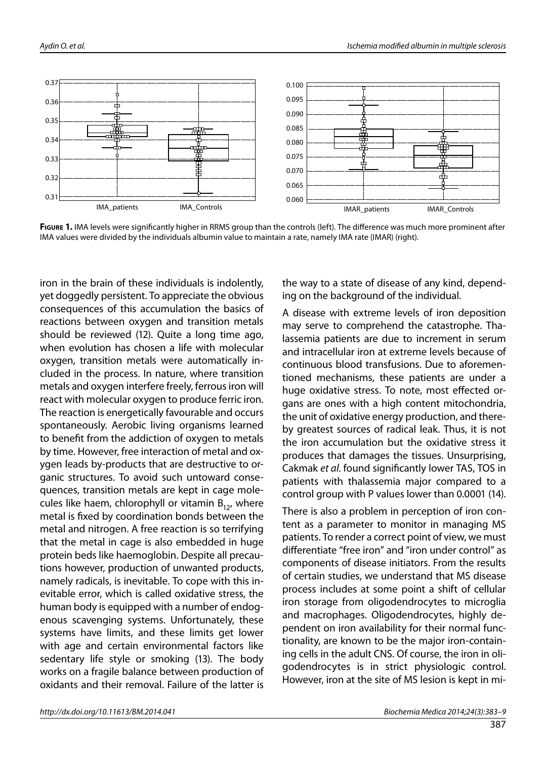**Figure 1.** IMA levels were significantly higher in RRMS group than the controls (left). The difference was much more prominent after IMA values were divided by the individuals albumin value to maintain a rate, namely IMA rate (IMAR) (right).

iron in the brain of these individuals is indolently, yet doggedly persistent. To appreciate the obvious consequences of this accumulation the basics of reactions between oxygen and transition metals should be reviewed (12). Quite a long time ago, when evolution has chosen a life with molecular oxygen, transition metals were automatically included in the process. In nature, where transition metals and oxygen interfere freely, ferrous iron will react with molecular oxygen to produce ferric iron. The reaction is energetically favourable and occurs spontaneously. Aerobic living organisms learned to benefit from the addiction of oxygen to metals by time. However, free interaction of metal and oxygen leads by-products that are destructive to organic structures. To avoid such untoward consequences, transition metals are kept in cage molecules like haem, chlorophyll or vitamin $B_{12}$, where metal is fixed by coordination bonds between the metal and nitrogen. A free reaction is so terrifying that the metal in cage is also embedded in huge protein beds like haemoglobin. Despite all precautions however, production of unwanted products, namely radicals, is inevitable. To cope with this inevitable error, which is called oxidative stress, the human body is equipped with a number of endogenous scavenging systems. Unfortunately, these systems have limits, and these limits get lower with age and certain environmental factors like sedentary life style or smoking (13). The body works on a fragile balance between production of oxidants and their removal. Failure of the latter is the way to a state of disease of any kind, depending on the background of the individual.

A disease with extreme levels of iron deposition may serve to comprehend the catastrophe. Thalassemia patients are due to increment in serum and intracellular iron at extreme levels because of continuous blood transfusions. Due to aforementioned mechanisms, these patients are under a huge oxidative stress. To note, most effected organs are ones with a high content mitochondria, the unit of oxidative energy production, and thereby greatest sources of radical leak. Thus, it is not the iron accumulation but the oxidative stress it produces that damages the tissues. Unsurprising, Cakmak *et al.* found significantly lower TAS, TOS in patients with thalassemia major compared to a control group with P values lower than 0.0001 (14).

There is also a problem in perception of iron content as a parameter to monitor in managing MS patients. To render a correct point of view, we must differentiate "free iron" and "iron under control" as components of disease initiators. From the results of certain studies, we understand that MS disease process includes at some point a shift of cellular iron storage from oligodendrocytes to microglia and macrophages. Oligodendrocytes, highly dependent on iron availability for their normal functionality, are known to be the major iron-containing cells in the adult CNS. Of course, the iron in oligodendrocytes is in strict physiologic control. However, iron at the site of MS lesion is kept in mi-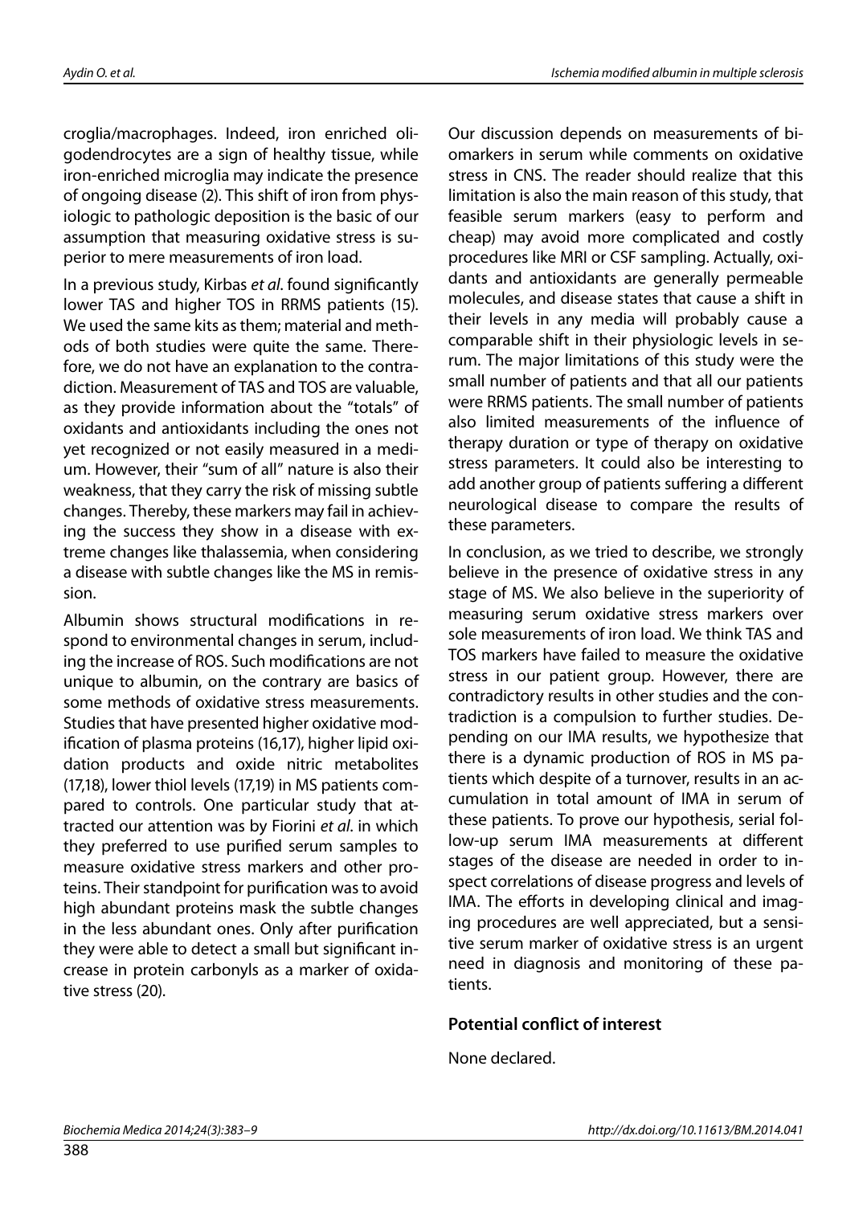croglia/macrophages. Indeed, iron enriched oligodendrocytes are a sign of healthy tissue, while iron-enriched microglia may indicate the presence of ongoing disease (2). This shift of iron from physiologic to pathologic deposition is the basic of our assumption that measuring oxidative stress is superior to mere measurements of iron load.

In a previous study, Kirbas *et al*. found significantly lower TAS and higher TOS in RRMS patients (15). We used the same kits as them; material and methods of both studies were quite the same. Therefore, we do not have an explanation to the contradiction. Measurement of TAS and TOS are valuable, as they provide information about the "totals" of oxidants and antioxidants including the ones not yet recognized or not easily measured in a medium. However, their "sum of all" nature is also their weakness, that they carry the risk of missing subtle changes. Thereby, these markers may fail in achieving the success they show in a disease with extreme changes like thalassemia, when considering a disease with subtle changes like the MS in remission.

Albumin shows structural modifications in respond to environmental changes in serum, including the increase of ROS. Such modifications are not unique to albumin, on the contrary are basics of some methods of oxidative stress measurements. Studies that have presented higher oxidative modification of plasma proteins (16,17), higher lipid oxidation products and oxide nitric metabolites (17,18), lower thiol levels (17,19) in MS patients compared to controls. One particular study that attracted our attention was by Fiorini *et al*. in which they preferred to use purified serum samples to measure oxidative stress markers and other proteins. Their standpoint for purification was to avoid high abundant proteins mask the subtle changes in the less abundant ones. Only after purification they were able to detect a small but significant increase in protein carbonyls as a marker of oxidative stress (20).

Our discussion depends on measurements of biomarkers in serum while comments on oxidative stress in CNS. The reader should realize that this limitation is also the main reason of this study, that feasible serum markers (easy to perform and cheap) may avoid more complicated and costly procedures like MRI or CSF sampling. Actually, oxidants and antioxidants are generally permeable molecules, and disease states that cause a shift in their levels in any media will probably cause a comparable shift in their physiologic levels in serum. The major limitations of this study were the small number of patients and that all our patients were RRMS patients. The small number of patients also limited measurements of the influence of therapy duration or type of therapy on oxidative stress parameters. It could also be interesting to add another group of patients suffering a different neurological disease to compare the results of these parameters.

In conclusion, as we tried to describe, we strongly believe in the presence of oxidative stress in any stage of MS. We also believe in the superiority of measuring serum oxidative stress markers over sole measurements of iron load. We think TAS and TOS markers have failed to measure the oxidative stress in our patient group. However, there are contradictory results in other studies and the contradiction is a compulsion to further studies. Depending on our IMA results, we hypothesize that there is a dynamic production of ROS in MS patients which despite of a turnover, results in an accumulation in total amount of IMA in serum of these patients. To prove our hypothesis, serial follow-up serum IMA measurements at different stages of the disease are needed in order to inspect correlations of disease progress and levels of IMA. The efforts in developing clinical and imaging procedures are well appreciated, but a sensitive serum marker of oxidative stress is an urgent need in diagnosis and monitoring of these patients.

## Potential conflict of interest

None declared.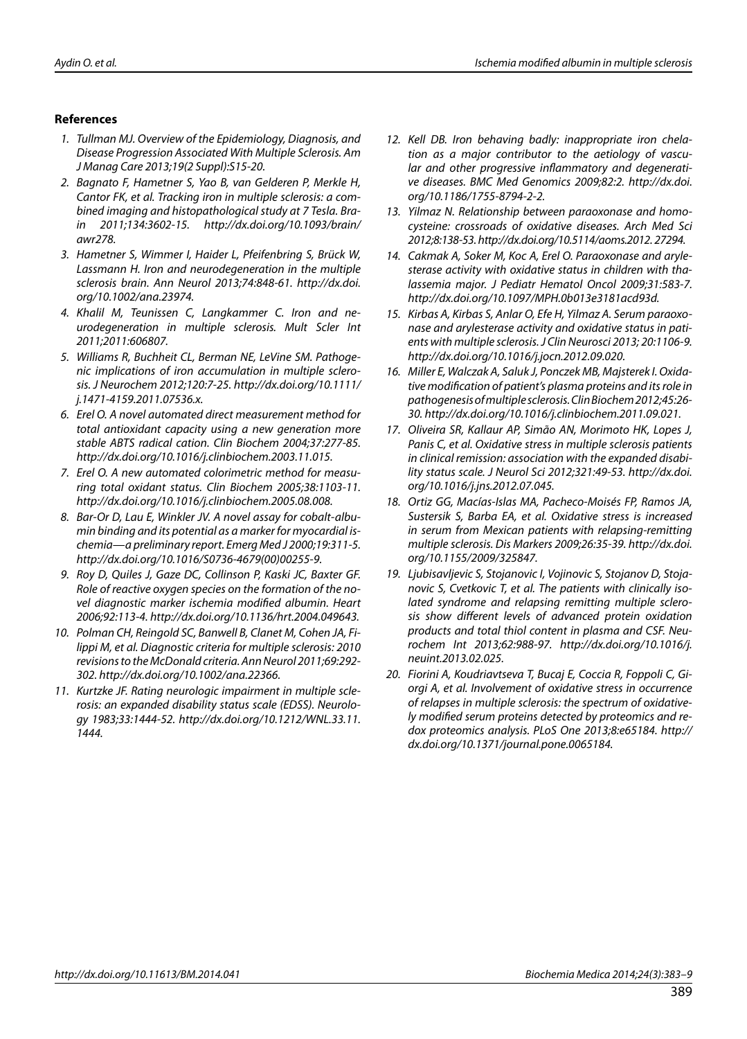## References

1. Tullman MJ. Overview of the Epidemiology, Diagnosis, and Disease Progression Associated With Multiple Sclerosis. Am J Manag Care 2013;19(2 Suppl):S15-20.
2. Bagnato F, Hametner S, Yao B, van Gelderen P, Merkle H, Cantor FK, et al. Tracking iron in multiple sclerosis: a combined imaging and histopathological study at 7 Tesla. Brain 2011;134:3602-15. http://dx.doi.org/10.1093/brain/awr278.
3. Hametner S, Wimmer I, Haider L, Pfeifenbring S, Brück W, Lassmann H. Iron and neurodegeneration in the multiple sclerosis brain. Ann Neurol 2013;74:848-61. http://dx.doi.org/10.1002/ana.23974.
4. Khalil M, Teunissen C, Langkammer C. Iron and neurodegeneration in multiple sclerosis. Mult Scler Int 2011;2011:606807.
5. Williams R, Buchheit CL, Berman NE, LeVine SM. Pathogenic implications of iron accumulation in multiple sclerosis. J Neurochem 2012;120:7-25. http://dx.doi.org/10.1111/j.1471-4159.2011.07536.x.
6. Erel O. A novel automated direct measurement method for total antioxidant capacity using a new generation more stable ABTS radical cation. Clin Biochem 2004;37:277-85. http://dx.doi.org/10.1016/j.clinbiochem.2003.11.015.
7. Erel O. A new automated colorimetric method for measuring total oxidant status. Clin Biochem 2005;38:1103-11. http://dx.doi.org/10.1016/j.clinbiochem.2005.08.008.
8. Bar-Or D, Lau E, Winkler JV. A novel assay for cobalt-albumin binding and its potential as a marker for myocardial ischemia—a preliminary report. Emerg Med J 2000;19:311-5. http://dx.doi.org/10.1016/S0736-4679(00)00255-9.
9. Roy D, Quiles J, Gaze DC, Collinson P, Kaski JC, Baxter GF. Role of reactive oxygen species on the formation of the novel diagnostic marker ischemia modified albumin. Heart 2006;92:113-4. http://dx.doi.org/10.1136/hrt.2004.049643.
10. Polman CH, Reingold SC, Banwell B, Clanet M, Cohen JA, Filippi M, et al. Diagnostic criteria for multiple sclerosis: 2010 revisions to the McDonald criteria. Ann Neurol 2011;69:292-302. http://dx.doi.org/10.1002/ana.22366.
11. Kurtzke JF. Rating neurologic impairment in multiple sclerosis: an expanded disability status scale (EDSS). Neurology 1983;33:1444-52. http://dx.doi.org/10.1212/WNL.33.11.1444.
12. Kell DB. Iron behaving badly: inappropriate iron chelation as a major contributor to the aetiology of vascular and other progressive inflammatory and degenerative diseases. BMC Med Genomics 2009;82:2. http://dx.doi.org/10.1186/1755-8794-2-2.
13. Yilmaz N. Relationship between paraoxonase and homocysteine: crossroads of oxidative diseases. Arch Med Sci 2012;8:138-53. http://dx.doi.org/10.5114/aoms.2012. 27294.
14. Cakmak A, Soker M, Koc A, Erel O. Paraoxonase and arylesterase activity with oxidative status in children with thalassemia major. J Pediatr Hematol Oncol 2009;31:583-7. http://dx.doi.org/10.1097/MPH.0b013e3181acd93d.
15. Kirbas A, Kirbas S, Anlar O, Efe H, Yilmaz A. Serum paraoxonase and arylesterase activity and oxidative status in patients with multiple sclerosis. J Clin Neurosci 2013; 20:1106-9. http://dx.doi.org/10.1016/j.jocn.2012.09.020.
16. Miller E, Walczak A, Saluk J, Ponczek MB, Majsterek I. Oxidative modification of patient's plasma proteins and its role in pathogenesis of multiple sclerosis. Clin Biochem 2012;45:26-30. http://dx.doi.org/10.1016/j.clinbiochem.2011.09.021.
17. Oliveira SR, Kallaur AP, Simão AN, Morimoto HK, Lopes J, Panis C, et al. Oxidative stress in multiple sclerosis patients in clinical remission: association with the expanded disability status scale. J Neurol Sci 2012;321:49-53. http://dx.doi.org/10.1016/j.jns.2012.07.045.
18. Ortiz GG, Macías-Islas MA, Pacheco-Moisés FP, Ramos JA, Sustersik S, Barba EA, et al. Oxidative stress is increased in serum from Mexican patients with relapsing-remitting multiple sclerosis. Dis Markers 2009;26:35-39. http://dx.doi.org/10.1155/2009/325847.
19. Ljubisavljevic S, Stojanovic I, Vojinovic S, Stojanov D, Stojanovic S, Cvetkovic T, et al. The patients with clinically isolated syndrome and relapsing remitting multiple sclerosis show different levels of advanced protein oxidation products and total thiol content in plasma and CSF. Neurochem Int 2013;62:988-97. http://dx.doi.org/10.1016/j.neuint.2013.02.025.
20. Fiorini A, Koudriavtseva T, Bucaj E, Coccia R, Foppoli C, Giorgi A, et al. Involvement of oxidative stress in occurrence of relapses in multiple sclerosis: the spectrum of oxidatively modified serum proteins detected by proteomics and redox proteomics analysis. PLoS One 2013;8:e65184. http://dx.doi.org/10.1371/journal.pone.0065184.